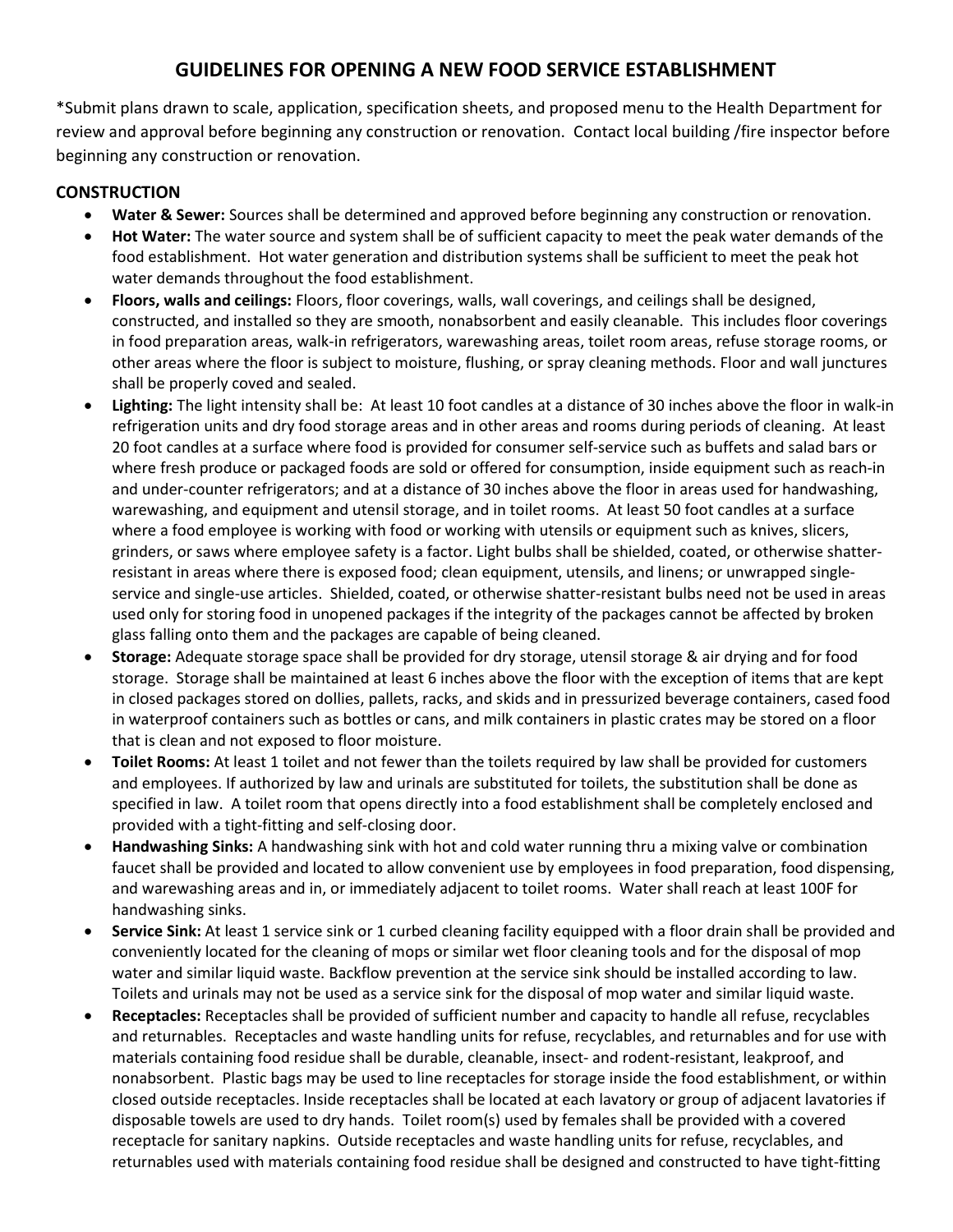# GUIDELINES FOR OPENING A NEW FOOD SERVICE ESTABLISHMENT

*Submit plans drawn to scale, application, specification sheets, and proposed menu to the Health Department for review and approval before beginning any construction or renovation. Contact local building /fire inspector before beginning any construction or renovation.

## CONSTRUCTION

- **Water & Sewer:** Sources shall be determined and approved before beginning any construction or renovation.
- **Hot Water:** The water source and system shall be of sufficient capacity to meet the peak water demands of the food establishment. Hot water generation and distribution systems shall be sufficient to meet the peak hot water demands throughout the food establishment.
- **Floors, walls and ceilings:** Floors, floor coverings, walls, wall coverings, and ceilings shall be designed, constructed, and installed so they are smooth, nonabsorbent and easily cleanable. This includes floor coverings in food preparation areas, walk-in refrigerators, warewashing areas, toilet room areas, refuse storage rooms, or other areas where the floor is subject to moisture, flushing, or spray cleaning methods. Floor and wall junctures shall be properly coved and sealed.
- **Lighting:** The light intensity shall be: At least 10 foot candles at a distance of 30 inches above the floor in walk-in refrigeration units and dry food storage areas and in other areas and rooms during periods of cleaning. At least 20 foot candles at a surface where food is provided for consumer self-service such as buffets and salad bars or where fresh produce or packaged foods are sold or offered for consumption, inside equipment such as reach-in and under-counter refrigerators; and at a distance of 30 inches above the floor in areas used for handwashing, warewashing, and equipment and utensil storage, and in toilet rooms. At least 50 foot candles at a surface where a food employee is working with food or working with utensils or equipment such as knives, slicers, grinders, or saws where employee safety is a factor. Light bulbs shall be shielded, coated, or otherwise shatter-resistant in areas where there is exposed food; clean equipment, utensils, and linens; or unwrapped single-service and single-use articles. Shielded, coated, or otherwise shatter-resistant bulbs need not be used in areas used only for storing food in unopened packages if the integrity of the packages cannot be affected by broken glass falling onto them and the packages are capable of being cleaned.
- **Storage:** Adequate storage space shall be provided for dry storage, utensil storage & air drying and for food storage. Storage shall be maintained at least 6 inches above the floor with the exception of items that are kept in closed packages stored on dollies, pallets, racks, and skids and in pressurized beverage containers, cased food in waterproof containers such as bottles or cans, and milk containers in plastic crates may be stored on a floor that is clean and not exposed to floor moisture.
- **Toilet Rooms:** At least 1 toilet and not fewer than the toilets required by law shall be provided for customers and employees. If authorized by law and urinals are substituted for toilets, the substitution shall be done as specified in law. A toilet room that opens directly into a food establishment shall be completely enclosed and provided with a tight-fitting and self-closing door.
- **Handwashing Sinks:** A handwashing sink with hot and cold water running thru a mixing valve or combination faucet shall be provided and located to allow convenient use by employees in food preparation, food dispensing, and warewashing areas and in, or immediately adjacent to toilet rooms. Water shall reach at least 100F for handwashing sinks.
- **Service Sink:** At least 1 service sink or 1 curbed cleaning facility equipped with a floor drain shall be provided and conveniently located for the cleaning of mops or similar wet floor cleaning tools and for the disposal of mop water and similar liquid waste. Backflow prevention at the service sink should be installed according to law. Toilets and urinals may not be used as a service sink for the disposal of mop water and similar liquid waste.
- **Receptacles:** Receptacles shall be provided of sufficient number and capacity to handle all refuse, recyclables and returnables. Receptacles and waste handling units for refuse, recyclables, and returnables and for use with materials containing food residue shall be durable, cleanable, insect- and rodent-resistant, leakproof, and nonabsorbent. Plastic bags may be used to line receptacles for storage inside the food establishment, or within closed outside receptacles. Inside receptacles shall be located at each lavatory or group of adjacent lavatories if disposable towels are used to dry hands. Toilet room(s) used by females shall be provided with a covered receptacle for sanitary napkins. Outside receptacles and waste handling units for refuse, recyclables, and returnables used with materials containing food residue shall be designed and constructed to have tight-fitting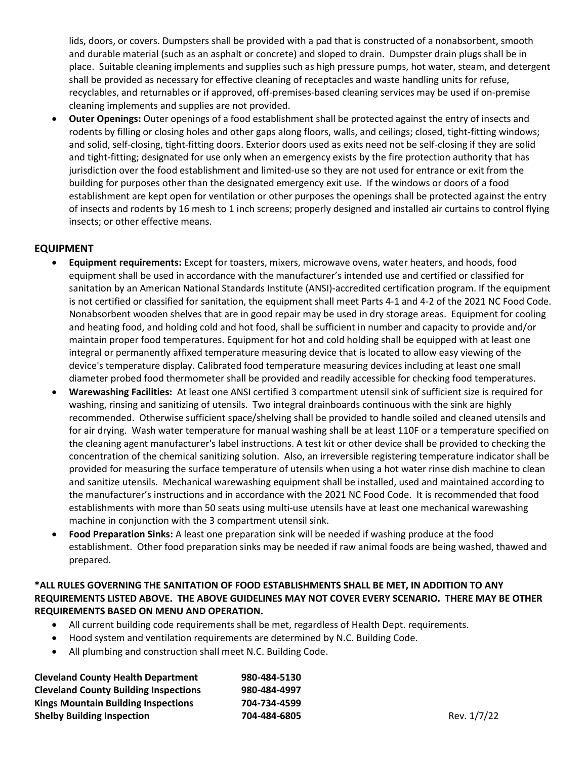lids, doors, or covers. Dumpsters shall be provided with a pad that is constructed of a nonabsorbent, smooth and durable material (such as an asphalt or concrete) and sloped to drain. Dumpster drain plugs shall be in place. Suitable cleaning implements and supplies such as high pressure pumps, hot water, steam, and detergent shall be provided as necessary for effective cleaning of receptacles and waste handling units for refuse, recyclables, and returnables or if approved, off-premises-based cleaning services may be used if on-premise cleaning implements and supplies are not provided.

- **Outer Openings:** Outer openings of a food establishment shall be protected against the entry of insects and rodents by filling or closing holes and other gaps along floors, walls, and ceilings; closed, tight-fitting windows; and solid, self-closing, tight-fitting doors. Exterior doors used as exits need not be self-closing if they are solid and tight-fitting; designated for use only when an emergency exists by the fire protection authority that has jurisdiction over the food establishment and limited-use so they are not used for entrance or exit from the building for purposes other than the designated emergency exit use. If the windows or doors of a food establishment are kept open for ventilation or other purposes the openings shall be protected against the entry of insects and rodents by 16 mesh to 1 inch screens; properly designed and installed air curtains to control flying insects; or other effective means.

## EQUIPMENT

- **Equipment requirements:** Except for toasters, mixers, microwave ovens, water heaters, and hoods, food equipment shall be used in accordance with the manufacturer's intended use and certified or classified for sanitation by an American National Standards Institute (ANSI)-accredited certification program. If the equipment is not certified or classified for sanitation, the equipment shall meet Parts 4-1 and 4-2 of the 2021 NC Food Code. Nonabsorbent wooden shelves that are in good repair may be used in dry storage areas. Equipment for cooling and heating food, and holding cold and hot food, shall be sufficient in number and capacity to provide and/or maintain proper food temperatures. Equipment for hot and cold holding shall be equipped with at least one integral or permanently affixed temperature measuring device that is located to allow easy viewing of the device's temperature display. Calibrated food temperature measuring devices including at least one small diameter probed food thermometer shall be provided and readily accessible for checking food temperatures.
- **Warewashing Facilities:** At least one ANSI certified 3 compartment utensil sink of sufficient size is required for washing, rinsing and sanitizing of utensils. Two integral drainboards continuous with the sink are highly recommended. Otherwise sufficient space/shelving shall be provided to handle soiled and cleaned utensils and for air drying. Wash water temperature for manual washing shall be at least 110F or a temperature specified on the cleaning agent manufacturer's label instructions. A test kit or other device shall be provided to checking the concentration of the chemical sanitizing solution. Also, an irreversible registering temperature indicator shall be provided for measuring the surface temperature of utensils when using a hot water rinse dish machine to clean and sanitize utensils. Mechanical warewashing equipment shall be installed, used and maintained according to the manufacturer's instructions and in accordance with the 2021 NC Food Code. It is recommended that food establishments with more than 50 seats using multi-use utensils have at least one mechanical warewashing machine in conjunction with the 3 compartment utensil sink.
- **Food Preparation Sinks:** A least one preparation sink will be needed if washing produce at the food establishment. Other food preparation sinks may be needed if raw animal foods are being washed, thawed and prepared.

**\*ALL RULES GOVERNING THE SANITATION OF FOOD ESTABLISHMENTS SHALL BE MET, IN ADDITION TO ANY REQUIREMENTS LISTED ABOVE. THE ABOVE GUIDELINES MAY NOT COVER EVERY SCENARIO. THERE MAY BE OTHER REQUIREMENTS BASED ON MENU AND OPERATION.**

- All current building code requirements shall be met, regardless of Health Dept. requirements.
- Hood system and ventilation requirements are determined by N.C. Building Code.
- All plumbing and construction shall meet N.C. Building Code.

| | |
|---|---|
| **Cleveland County Health Department** | **980-484-5130** |
| **Cleveland County Building Inspections** | **980-484-4997** |
| **Kings Mountain Building Inspections** | **704-734-4599** |
| **Shelby Building Inspection** | **704-484-6805** |

Rev. 1/7/22